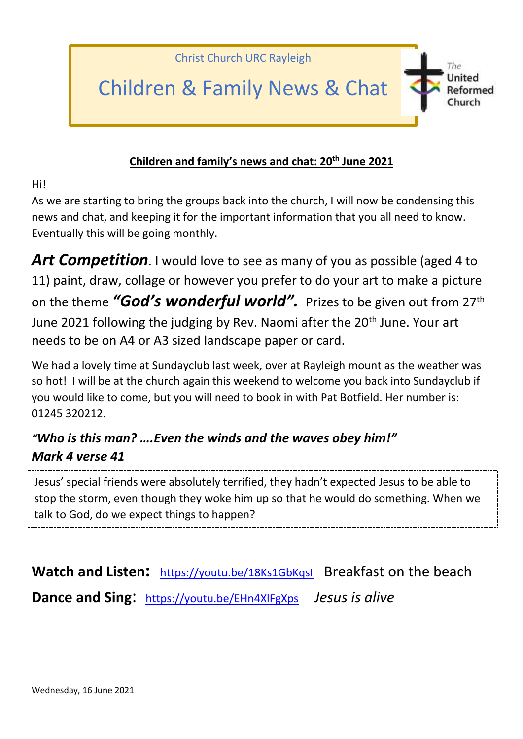Christ Church URC Rayleigh

# Children & Family News & Chat

The United Reformed Church

**Children and family's news and chat: 20th June 2021**

Hi!

As we are starting to bring the groups back into the church, I will now be condensing this news and chat, and keeping it for the important information that you all need to know. Eventually this will be going monthly.

***Art Competition***. I would love to see as many of you as possible (aged 4 to 11) paint, draw, collage or however you prefer to do your art to make a picture on the theme ***"God's wonderful world".*** Prizes to be given out from 27th June 2021 following the judging by Rev. Naomi after the 20th June. Your art needs to be on A4 or A3 sized landscape paper or card.

We had a lovely time at Sundayclub last week, over at Rayleigh mount as the weather was so hot! I will be at the church again this weekend to welcome you back into Sundayclub if you would like to come, but you will need to book in with Pat Botfield. Her number is: 01245 320212.

***"Who is this man? ….Even the winds and the waves obey him!"***
***Mark 4 verse 41***

Jesus' special friends were absolutely terrified, they hadn't expected Jesus to be able to stop the storm, even though they woke him up so that he would do something. When we talk to God, do we expect things to happen?

**Watch and Listen:** https://youtu.be/18Ks1GbKqsI Breakfast on the beach

**Dance and Sing**: https://youtu.be/EHn4XlFgXps *Jesus is alive*

Wednesday, 16 June 2021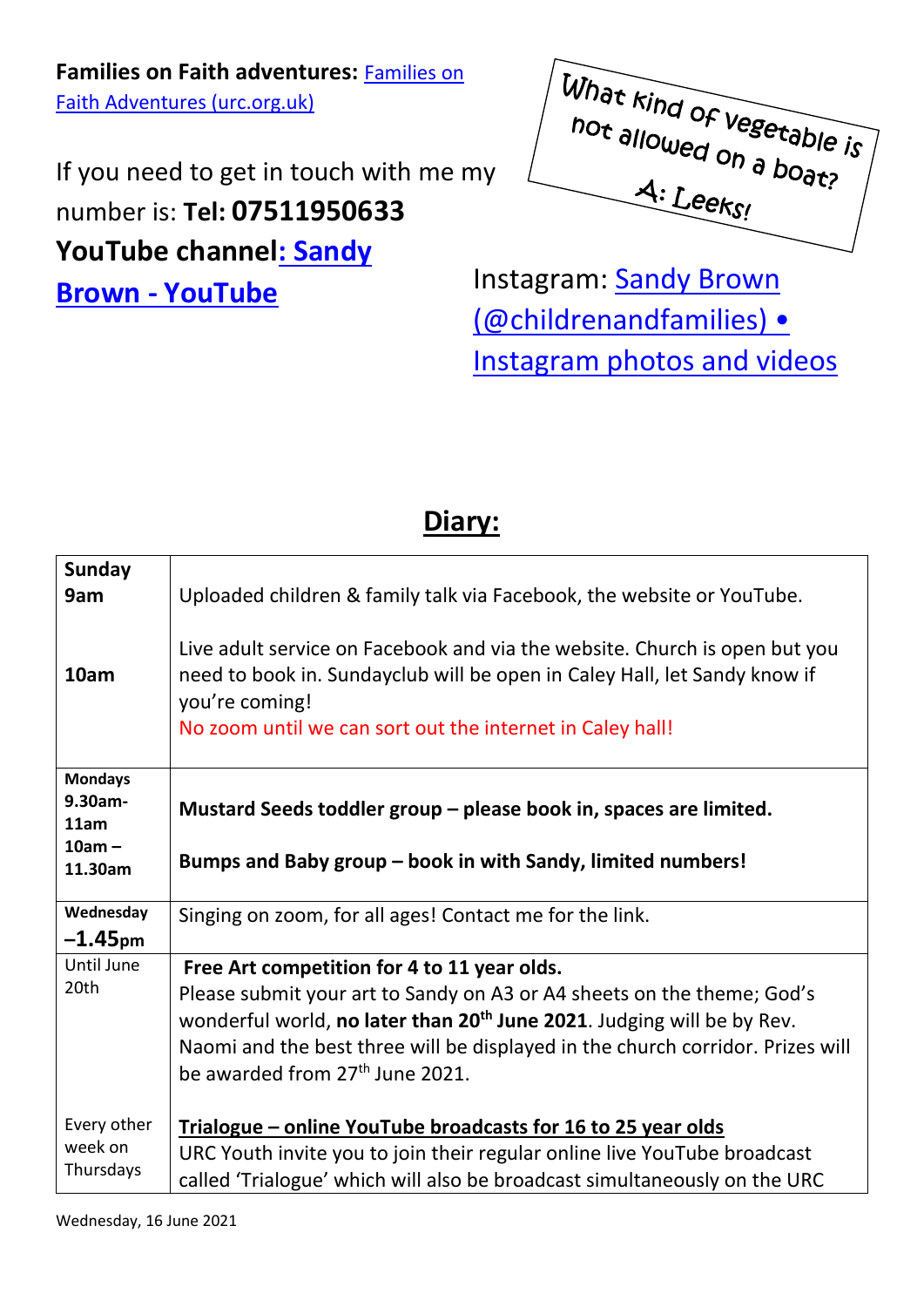**Families on Faith adventures:** [Families on Faith Adventures (urc.org.uk)]

If you need to get in touch with me my number is: **Tel: 07511950633**

**YouTube channel: [Sandy Brown - YouTube]**

What kind of vegetable is not allowed on a boat?

A: Leeks!

Instagram: [Sandy Brown (@childrenandfamilies) • Instagram photos and videos]

## Diary:

| | |
|---|---|
| **Sunday 9am** | Uploaded children & family talk via Facebook, the website or YouTube. |
| **10am** | Live adult service on Facebook and via the website. Church is open but you need to book in. Sundayclub will be open in Caley Hall, let Sandy know if you're coming!<br>No zoom until we can sort out the internet in Caley hall! |
| **Mondays 9.30am-11am**<br>**10am – 11.30am** | **Mustard Seeds toddler group – please book in, spaces are limited.**<br><br>**Bumps and Baby group – book in with Sandy, limited numbers!** |
| **Wednesday –1.45pm** | Singing on zoom, for all ages! Contact me for the link. |
| Until June 20th | **Free Art competition for 4 to 11 year olds.**<br>Please submit your art to Sandy on A3 or A4 sheets on the theme; God's wonderful world, **no later than 20th June 2021**. Judging will be by Rev. Naomi and the best three will be displayed in the church corridor. Prizes will be awarded from 27th June 2021. |
| Every other week on Thursdays | **Trialogue – online YouTube broadcasts for 16 to 25 year olds**<br>URC Youth invite you to join their regular online live YouTube broadcast called 'Trialogue' which will also be broadcast simultaneously on the URC |

Wednesday, 16 June 2021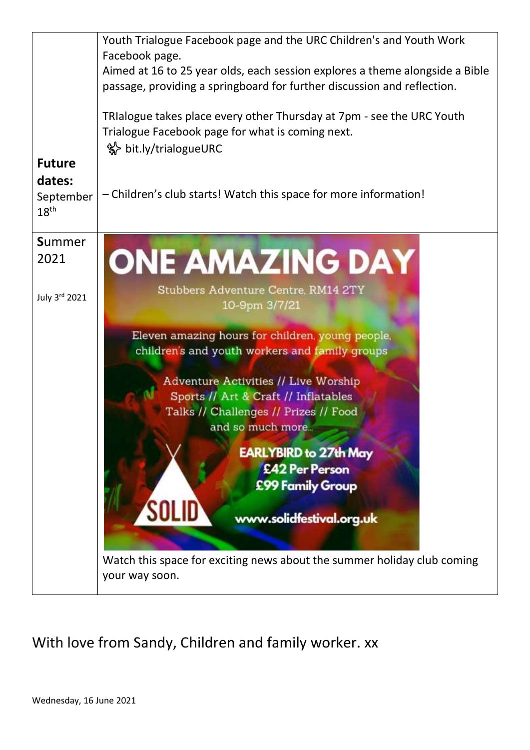| | |
|---|---|
| | Youth Trialogue Facebook page and the URC Children's and Youth Work Facebook page.<br>Aimed at 16 to 25 year olds, each session explores a theme alongside a Bible passage, providing a springboard for further discussion and reflection.<br><br>TRIalogue takes place every other Thursday at 7pm - see the URC Youth Trialogue Facebook page for what is coming next.<br>bit.ly/trialogueURC |
| **Future dates:** September 18th | – Children's club starts! Watch this space for more information! |
| **S**ummer 2021<br><br>July 3rd 2021 | ONE AMAZING DAY<br>Stubbers Adventure Centre, RM14 2TY<br>10-9pm 3/7/21<br>Eleven amazing hours for children, young people, children's and youth workers and family groups<br>Adventure Activities // Live Worship<br>Sports // Art & Craft // Inflatables<br>Talks // Challenges // Prizes // Food<br>and so much more...<br>EARLYBIRD to 27th May<br>£42 Per Person<br>£99 Family Group<br>SOLID<br>www.solidfestival.org.uk<br><br>Watch this space for exciting news about the summer holiday club coming your way soon. |

With love from Sandy, Children and family worker. xx

Wednesday, 16 June 2021